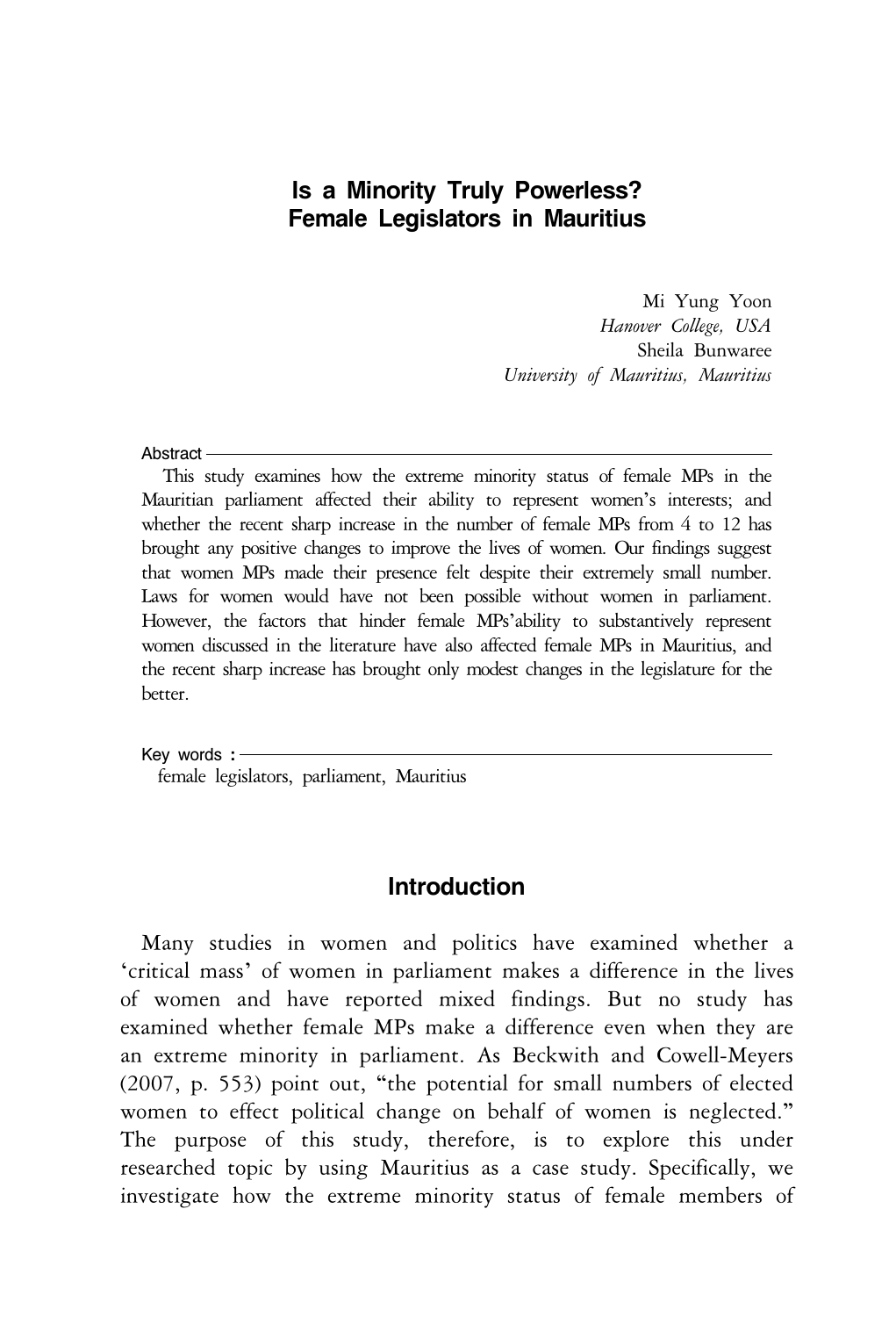# Is a Minority Truly Powerless? Female Legislators in Mauritius

Mi Yung Yoon
*Hanover College, USA*
Sheila Bunwaree
*University of Mauritius, Mauritius*

**Abstract**

This study examines how the extreme minority status of female MPs in the Mauritian parliament affected their ability to represent women's interests; and whether the recent sharp increase in the number of female MPs from 4 to 12 has brought any positive changes to improve the lives of women. Our findings suggest that women MPs made their presence felt despite their extremely small number. Laws for women would have not been possible without women in parliament. However, the factors that hinder female MPs'ability to substantively represent women discussed in the literature have also affected female MPs in Mauritius, and the recent sharp increase has brought only modest changes in the legislature for the better.

**Key words :**

female legislators, parliament, Mauritius

## Introduction

Many studies in women and politics have examined whether a 'critical mass' of women in parliament makes a difference in the lives of women and have reported mixed findings. But no study has examined whether female MPs make a difference even when they are an extreme minority in parliament. As Beckwith and Cowell-Meyers (2007, p. 553) point out, "the potential for small numbers of elected women to effect political change on behalf of women is neglected." The purpose of this study, therefore, is to explore this under researched topic by using Mauritius as a case study. Specifically, we investigate how the extreme minority status of female members of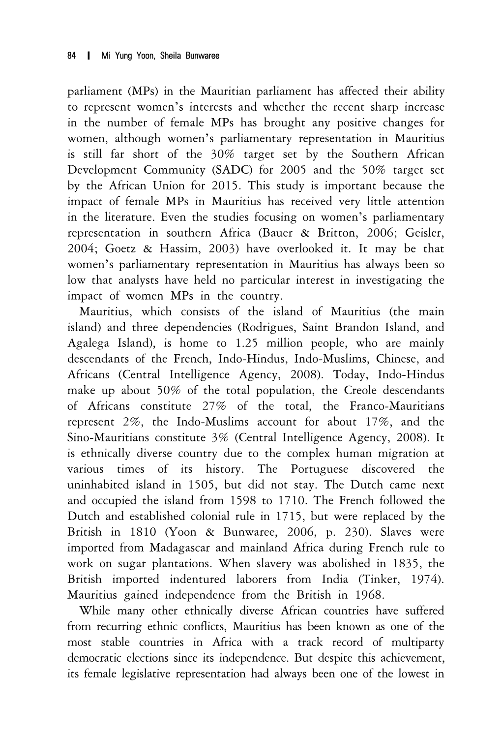parliament (MPs) in the Mauritian parliament has affected their ability to represent women's interests and whether the recent sharp increase in the number of female MPs has brought any positive changes for women, although women's parliamentary representation in Mauritius is still far short of the 30% target set by the Southern African Development Community (SADC) for 2005 and the 50% target set by the African Union for 2015. This study is important because the impact of female MPs in Mauritius has received very little attention in the literature. Even the studies focusing on women's parliamentary representation in southern Africa (Bauer & Britton, 2006; Geisler, 2004; Goetz & Hassim, 2003) have overlooked it. It may be that women's parliamentary representation in Mauritius has always been so low that analysts have held no particular interest in investigating the impact of women MPs in the country.

Mauritius, which consists of the island of Mauritius (the main island) and three dependencies (Rodrigues, Saint Brandon Island, and Agalega Island), is home to 1.25 million people, who are mainly descendants of the French, Indo-Hindus, Indo-Muslims, Chinese, and Africans (Central Intelligence Agency, 2008). Today, Indo-Hindus make up about 50% of the total population, the Creole descendants of Africans constitute 27% of the total, the Franco-Mauritians represent 2%, the Indo-Muslims account for about 17%, and the Sino-Mauritians constitute 3% (Central Intelligence Agency, 2008). It is ethnically diverse country due to the complex human migration at various times of its history. The Portuguese discovered the uninhabited island in 1505, but did not stay. The Dutch came next and occupied the island from 1598 to 1710. The French followed the Dutch and established colonial rule in 1715, but were replaced by the British in 1810 (Yoon & Bunwaree, 2006, p. 230). Slaves were imported from Madagascar and mainland Africa during French rule to work on sugar plantations. When slavery was abolished in 1835, the British imported indentured laborers from India (Tinker, 1974). Mauritius gained independence from the British in 1968.

While many other ethnically diverse African countries have suffered from recurring ethnic conflicts, Mauritius has been known as one of the most stable countries in Africa with a track record of multiparty democratic elections since its independence. But despite this achievement, its female legislative representation had always been one of the lowest in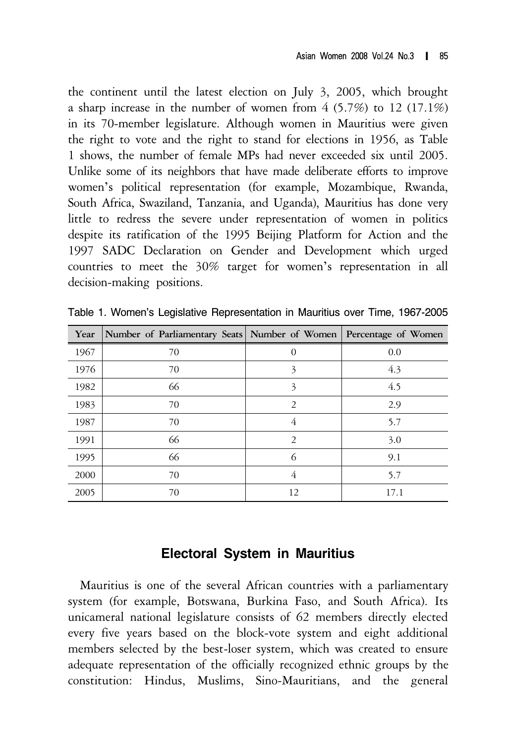the continent until the latest election on July 3, 2005, which brought a sharp increase in the number of women from 4 (5.7%) to 12 (17.1%) in its 70-member legislature. Although women in Mauritius were given the right to vote and the right to stand for elections in 1956, as Table 1 shows, the number of female MPs had never exceeded six until 2005. Unlike some of its neighbors that have made deliberate efforts to improve women's political representation (for example, Mozambique, Rwanda, South Africa, Swaziland, Tanzania, and Uganda), Mauritius has done very little to redress the severe under representation of women in politics despite its ratification of the 1995 Beijing Platform for Action and the 1997 SADC Declaration on Gender and Development which urged countries to meet the 30% target for women's representation in all decision-making positions.

Table 1. Women's Legislative Representation in Mauritius over Time, 1967-2005

| Year | Number of Parliamentary Seats | Number of Women | Percentage of Women |
|---|---|---|---|
| 1967 | 70 | 0 | 0.0 |
| 1976 | 70 | 3 | 4.3 |
| 1982 | 66 | 3 | 4.5 |
| 1983 | 70 | 2 | 2.9 |
| 1987 | 70 | 4 | 5.7 |
| 1991 | 66 | 2 | 3.0 |
| 1995 | 66 | 6 | 9.1 |
| 2000 | 70 | 4 | 5.7 |
| 2005 | 70 | 12 | 17.1 |

## Electoral System in Mauritius

Mauritius is one of the several African countries with a parliamentary system (for example, Botswana, Burkina Faso, and South Africa). Its unicameral national legislature consists of 62 members directly elected every five years based on the block-vote system and eight additional members selected by the best-loser system, which was created to ensure adequate representation of the officially recognized ethnic groups by the constitution: Hindus, Muslims, Sino-Mauritians, and the general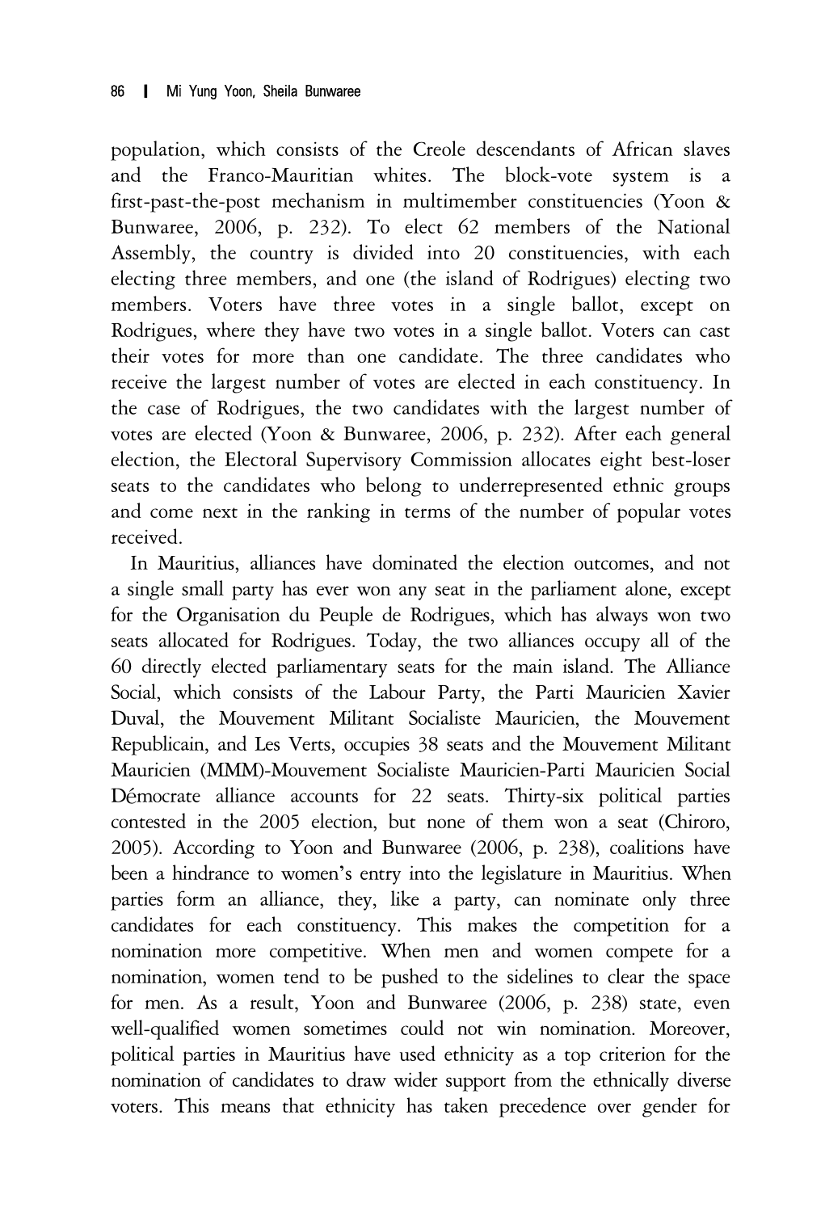population, which consists of the Creole descendants of African slaves and the Franco-Mauritian whites. The block-vote system is a first-past-the-post mechanism in multimember constituencies (Yoon & Bunwaree, 2006, p. 232). To elect 62 members of the National Assembly, the country is divided into 20 constituencies, with each electing three members, and one (the island of Rodrigues) electing two members. Voters have three votes in a single ballot, except on Rodrigues, where they have two votes in a single ballot. Voters can cast their votes for more than one candidate. The three candidates who receive the largest number of votes are elected in each constituency. In the case of Rodrigues, the two candidates with the largest number of votes are elected (Yoon & Bunwaree, 2006, p. 232). After each general election, the Electoral Supervisory Commission allocates eight best-loser seats to the candidates who belong to underrepresented ethnic groups and come next in the ranking in terms of the number of popular votes received.

In Mauritius, alliances have dominated the election outcomes, and not a single small party has ever won any seat in the parliament alone, except for the Organisation du Peuple de Rodrigues, which has always won two seats allocated for Rodrigues. Today, the two alliances occupy all of the 60 directly elected parliamentary seats for the main island. The Alliance Social, which consists of the Labour Party, the Parti Mauricien Xavier Duval, the Mouvement Militant Socialiste Mauricien, the Mouvement Republicain, and Les Verts, occupies 38 seats and the Mouvement Militant Mauricien (MMM)-Mouvement Socialiste Mauricien-Parti Mauricien Social Démocrate alliance accounts for 22 seats. Thirty-six political parties contested in the 2005 election, but none of them won a seat (Chiroro, 2005). According to Yoon and Bunwaree (2006, p. 238), coalitions have been a hindrance to women's entry into the legislature in Mauritius. When parties form an alliance, they, like a party, can nominate only three candidates for each constituency. This makes the competition for a nomination more competitive. When men and women compete for a nomination, women tend to be pushed to the sidelines to clear the space for men. As a result, Yoon and Bunwaree (2006, p. 238) state, even well-qualified women sometimes could not win nomination. Moreover, political parties in Mauritius have used ethnicity as a top criterion for the nomination of candidates to draw wider support from the ethnically diverse voters. This means that ethnicity has taken precedence over gender for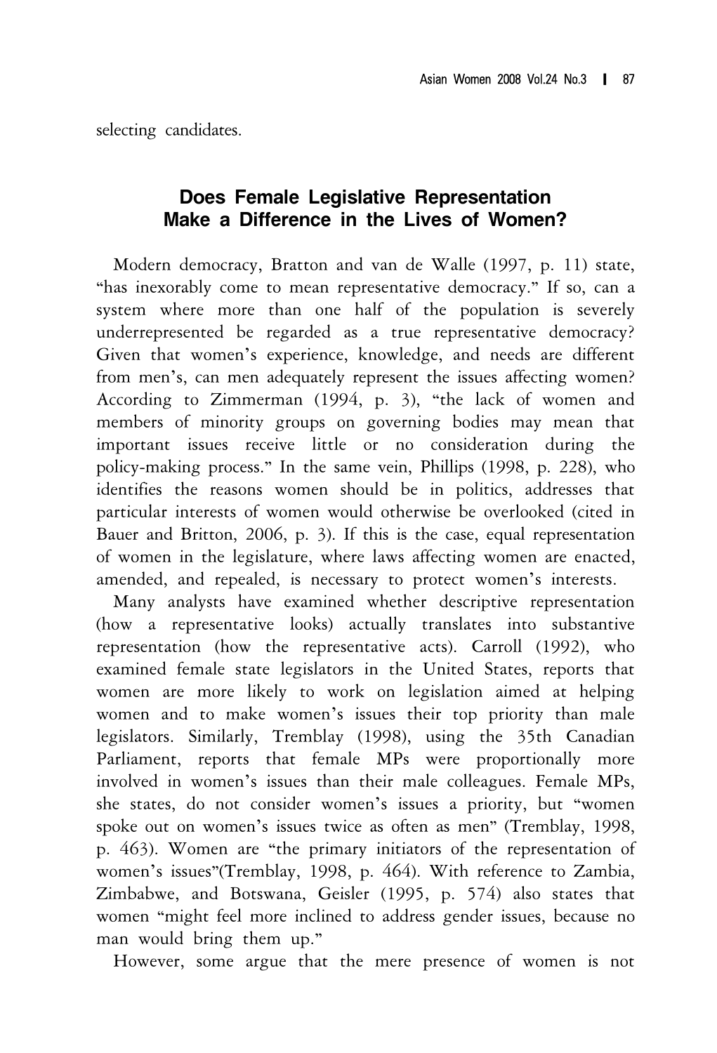selecting candidates.

## Does Female Legislative Representation Make a Difference in the Lives of Women?

Modern democracy, Bratton and van de Walle (1997, p. 11) state, "has inexorably come to mean representative democracy." If so, can a system where more than one half of the population is severely underrepresented be regarded as a true representative democracy? Given that women's experience, knowledge, and needs are different from men's, can men adequately represent the issues affecting women? According to Zimmerman (1994, p. 3), "the lack of women and members of minority groups on governing bodies may mean that important issues receive little or no consideration during the policy-making process." In the same vein, Phillips (1998, p. 228), who identifies the reasons women should be in politics, addresses that particular interests of women would otherwise be overlooked (cited in Bauer and Britton, 2006, p. 3). If this is the case, equal representation of women in the legislature, where laws affecting women are enacted, amended, and repealed, is necessary to protect women's interests.

Many analysts have examined whether descriptive representation (how a representative looks) actually translates into substantive representation (how the representative acts). Carroll (1992), who examined female state legislators in the United States, reports that women are more likely to work on legislation aimed at helping women and to make women's issues their top priority than male legislators. Similarly, Tremblay (1998), using the 35th Canadian Parliament, reports that female MPs were proportionally more involved in women's issues than their male colleagues. Female MPs, she states, do not consider women's issues a priority, but "women spoke out on women's issues twice as often as men" (Tremblay, 1998, p. 463). Women are "the primary initiators of the representation of women's issues"(Tremblay, 1998, p. 464). With reference to Zambia, Zimbabwe, and Botswana, Geisler (1995, p. 574) also states that women "might feel more inclined to address gender issues, because no man would bring them up."

However, some argue that the mere presence of women is not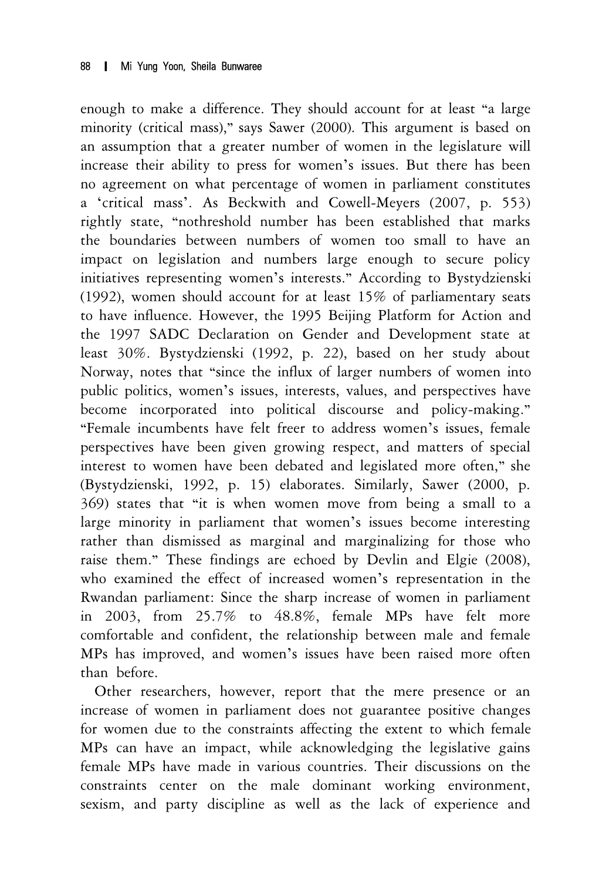enough to make a difference. They should account for at least "a large minority (critical mass)," says Sawer (2000). This argument is based on an assumption that a greater number of women in the legislature will increase their ability to press for women's issues. But there has been no agreement on what percentage of women in parliament constitutes a 'critical mass'. As Beckwith and Cowell-Meyers (2007, p. 553) rightly state, "nothreshold number has been established that marks the boundaries between numbers of women too small to have an impact on legislation and numbers large enough to secure policy initiatives representing women's interests." According to Bystydzienski (1992), women should account for at least 15% of parliamentary seats to have influence. However, the 1995 Beijing Platform for Action and the 1997 SADC Declaration on Gender and Development state at least 30%. Bystydzienski (1992, p. 22), based on her study about Norway, notes that "since the influx of larger numbers of women into public politics, women's issues, interests, values, and perspectives have become incorporated into political discourse and policy-making." "Female incumbents have felt freer to address women's issues, female perspectives have been given growing respect, and matters of special interest to women have been debated and legislated more often," she (Bystydzienski, 1992, p. 15) elaborates. Similarly, Sawer (2000, p. 369) states that "it is when women move from being a small to a large minority in parliament that women's issues become interesting rather than dismissed as marginal and marginalizing for those who raise them." These findings are echoed by Devlin and Elgie (2008), who examined the effect of increased women's representation in the Rwandan parliament: Since the sharp increase of women in parliament in 2003, from 25.7% to 48.8%, female MPs have felt more comfortable and confident, the relationship between male and female MPs has improved, and women's issues have been raised more often than before.

Other researchers, however, report that the mere presence or an increase of women in parliament does not guarantee positive changes for women due to the constraints affecting the extent to which female MPs can have an impact, while acknowledging the legislative gains female MPs have made in various countries. Their discussions on the constraints center on the male dominant working environment, sexism, and party discipline as well as the lack of experience and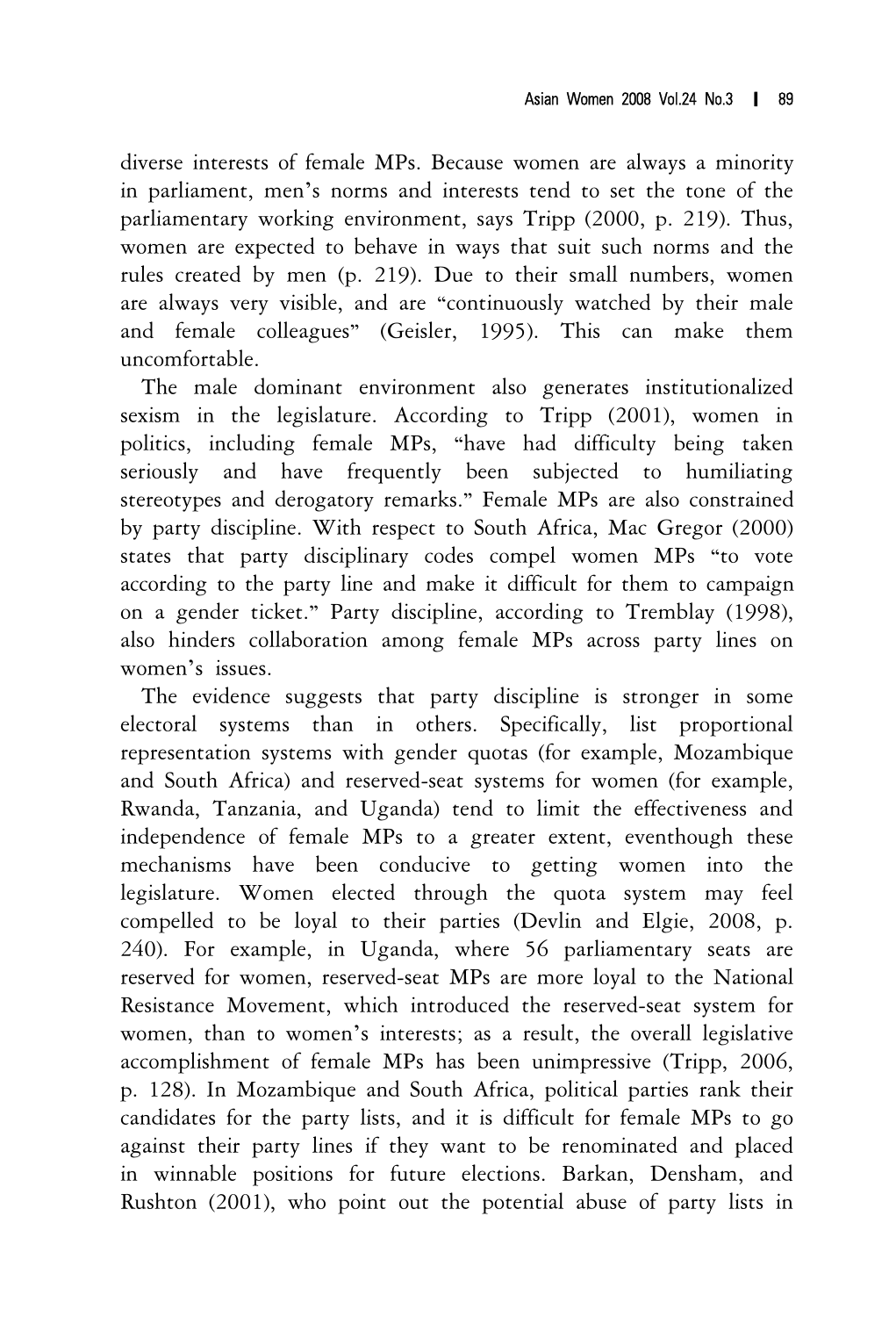diverse interests of female MPs. Because women are always a minority in parliament, men's norms and interests tend to set the tone of the parliamentary working environment, says Tripp (2000, p. 219). Thus, women are expected to behave in ways that suit such norms and the rules created by men (p. 219). Due to their small numbers, women are always very visible, and are "continuously watched by their male and female colleagues" (Geisler, 1995). This can make them uncomfortable.

The male dominant environment also generates institutionalized sexism in the legislature. According to Tripp (2001), women in politics, including female MPs, "have had difficulty being taken seriously and have frequently been subjected to humiliating stereotypes and derogatory remarks." Female MPs are also constrained by party discipline. With respect to South Africa, Mac Gregor (2000) states that party disciplinary codes compel women MPs "to vote according to the party line and make it difficult for them to campaign on a gender ticket." Party discipline, according to Tremblay (1998), also hinders collaboration among female MPs across party lines on women's issues.

The evidence suggests that party discipline is stronger in some electoral systems than in others. Specifically, list proportional representation systems with gender quotas (for example, Mozambique and South Africa) and reserved-seat systems for women (for example, Rwanda, Tanzania, and Uganda) tend to limit the effectiveness and independence of female MPs to a greater extent, eventhough these mechanisms have been conducive to getting women into the legislature. Women elected through the quota system may feel compelled to be loyal to their parties (Devlin and Elgie, 2008, p. 240). For example, in Uganda, where 56 parliamentary seats are reserved for women, reserved-seat MPs are more loyal to the National Resistance Movement, which introduced the reserved-seat system for women, than to women's interests; as a result, the overall legislative accomplishment of female MPs has been unimpressive (Tripp, 2006, p. 128). In Mozambique and South Africa, political parties rank their candidates for the party lists, and it is difficult for female MPs to go against their party lines if they want to be renominated and placed in winnable positions for future elections. Barkan, Densham, and Rushton (2001), who point out the potential abuse of party lists in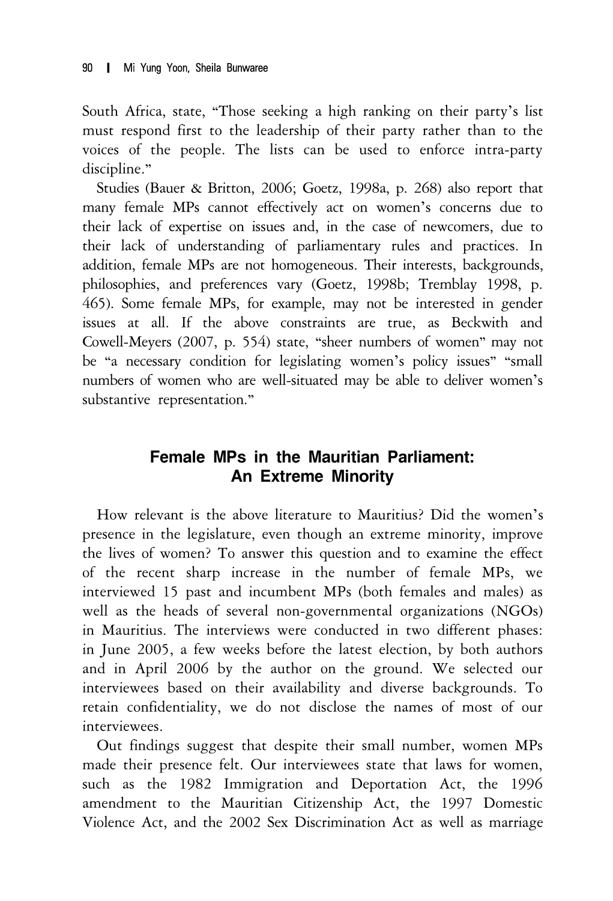South Africa, state, "Those seeking a high ranking on their party's list must respond first to the leadership of their party rather than to the voices of the people. The lists can be used to enforce intra-party discipline."

Studies (Bauer & Britton, 2006; Goetz, 1998a, p. 268) also report that many female MPs cannot effectively act on women's concerns due to their lack of expertise on issues and, in the case of newcomers, due to their lack of understanding of parliamentary rules and practices. In addition, female MPs are not homogeneous. Their interests, backgrounds, philosophies, and preferences vary (Goetz, 1998b; Tremblay 1998, p. 465). Some female MPs, for example, may not be interested in gender issues at all. If the above constraints are true, as Beckwith and Cowell-Meyers (2007, p. 554) state, "sheer numbers of women" may not be "a necessary condition for legislating women's policy issues" "small numbers of women who are well-situated may be able to deliver women's substantive representation."

## Female MPs in the Mauritian Parliament: An Extreme Minority

How relevant is the above literature to Mauritius? Did the women's presence in the legislature, even though an extreme minority, improve the lives of women? To answer this question and to examine the effect of the recent sharp increase in the number of female MPs, we interviewed 15 past and incumbent MPs (both females and males) as well as the heads of several non-governmental organizations (NGOs) in Mauritius. The interviews were conducted in two different phases: in June 2005, a few weeks before the latest election, by both authors and in April 2006 by the author on the ground. We selected our interviewees based on their availability and diverse backgrounds. To retain confidentiality, we do not disclose the names of most of our interviewees.

Out findings suggest that despite their small number, women MPs made their presence felt. Our interviewees state that laws for women, such as the 1982 Immigration and Deportation Act, the 1996 amendment to the Mauritian Citizenship Act, the 1997 Domestic Violence Act, and the 2002 Sex Discrimination Act as well as marriage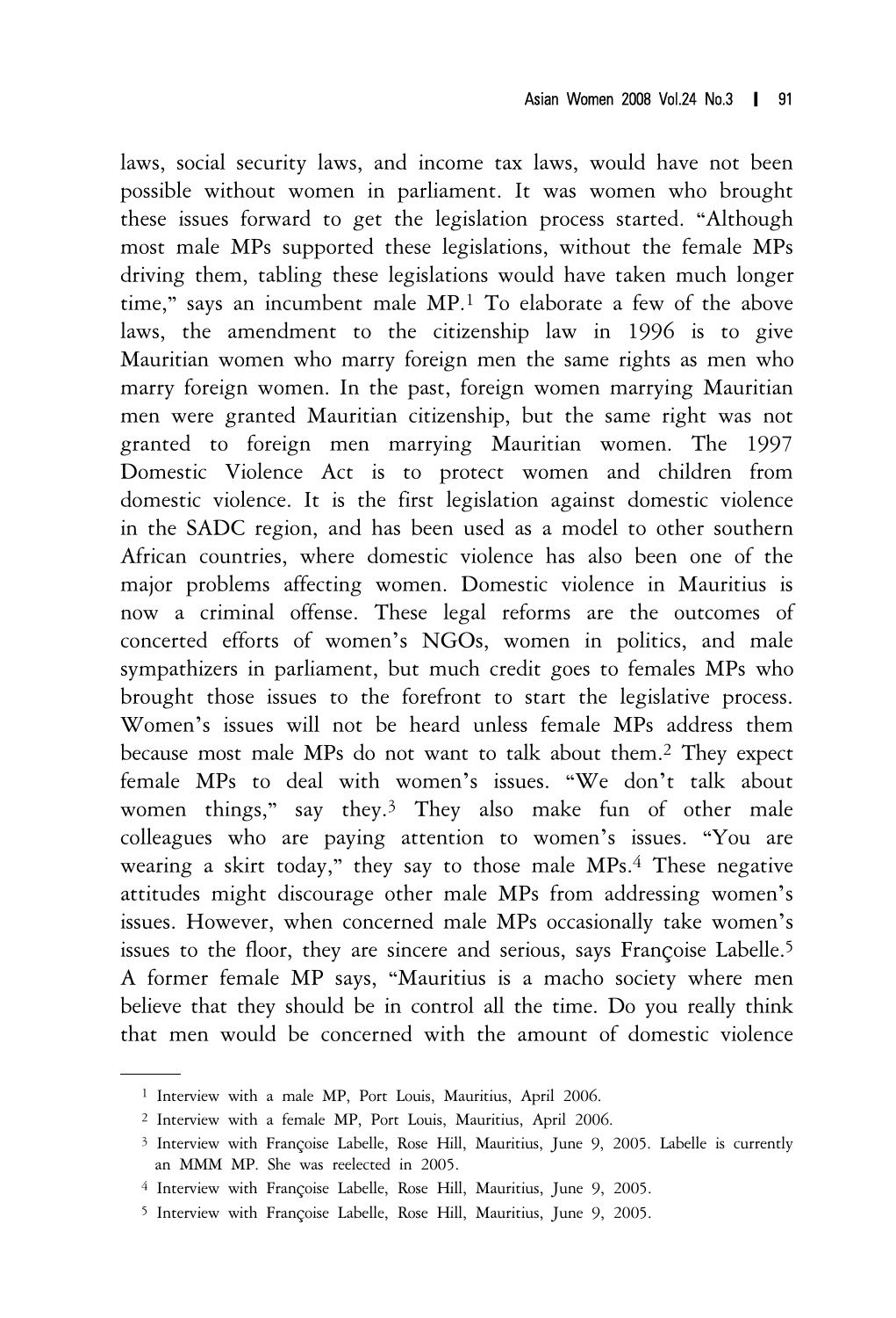laws, social security laws, and income tax laws, would have not been possible without women in parliament. It was women who brought these issues forward to get the legislation process started. "Although most male MPs supported these legislations, without the female MPs driving them, tabling these legislations would have taken much longer time," says an incumbent male MP.[1] To elaborate a few of the above laws, the amendment to the citizenship law in 1996 is to give Mauritian women who marry foreign men the same rights as men who marry foreign women. In the past, foreign women marrying Mauritian men were granted Mauritian citizenship, but the same right was not granted to foreign men marrying Mauritian women. The 1997 Domestic Violence Act is to protect women and children from domestic violence. It is the first legislation against domestic violence in the SADC region, and has been used as a model to other southern African countries, where domestic violence has also been one of the major problems affecting women. Domestic violence in Mauritius is now a criminal offense. These legal reforms are the outcomes of concerted efforts of women's NGOs, women in politics, and male sympathizers in parliament, but much credit goes to females MPs who brought those issues to the forefront to start the legislative process. Women's issues will not be heard unless female MPs address them because most male MPs do not want to talk about them.[2] They expect female MPs to deal with women's issues. "We don't talk about women things," say they.[3] They also make fun of other male colleagues who are paying attention to women's issues. "You are wearing a skirt today," they say to those male MPs.[4] These negative attitudes might discourage other male MPs from addressing women's issues. However, when concerned male MPs occasionally take women's issues to the floor, they are sincere and serious, says Françoise Labelle.[5] A former female MP says, "Mauritius is a macho society where men believe that they should be in control all the time. Do you really think that men would be concerned with the amount of domestic violence

---

[1] Interview with a male MP, Port Louis, Mauritius, April 2006.

[2] Interview with a female MP, Port Louis, Mauritius, April 2006.

[3] Interview with Françoise Labelle, Rose Hill, Mauritius, June 9, 2005. Labelle is currently an MMM MP. She was reelected in 2005.

[4] Interview with Françoise Labelle, Rose Hill, Mauritius, June 9, 2005.

[5] Interview with Françoise Labelle, Rose Hill, Mauritius, June 9, 2005.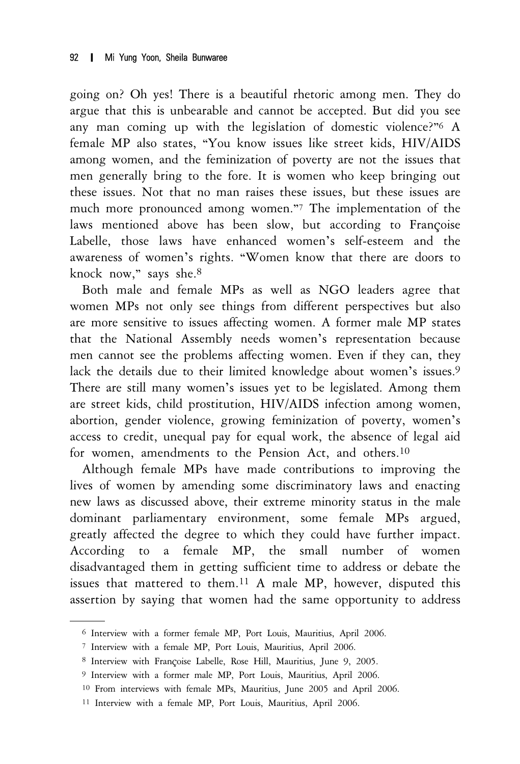going on? Oh yes! There is a beautiful rhetoric among men. They do argue that this is unbearable and cannot be accepted. But did you see any man coming up with the legislation of domestic violence?"[6] A female MP also states, "You know issues like street kids, HIV/AIDS among women, and the feminization of poverty are not the issues that men generally bring to the fore. It is women who keep bringing out these issues. Not that no man raises these issues, but these issues are much more pronounced among women."[7] The implementation of the laws mentioned above has been slow, but according to Françoise Labelle, those laws have enhanced women's self-esteem and the awareness of women's rights. "Women know that there are doors to knock now," says she.[8]

Both male and female MPs as well as NGO leaders agree that women MPs not only see things from different perspectives but also are more sensitive to issues affecting women. A former male MP states that the National Assembly needs women's representation because men cannot see the problems affecting women. Even if they can, they lack the details due to their limited knowledge about women's issues.[9] There are still many women's issues yet to be legislated. Among them are street kids, child prostitution, HIV/AIDS infection among women, abortion, gender violence, growing feminization of poverty, women's access to credit, unequal pay for equal work, the absence of legal aid for women, amendments to the Pension Act, and others.[10]

Although female MPs have made contributions to improving the lives of women by amending some discriminatory laws and enacting new laws as discussed above, their extreme minority status in the male dominant parliamentary environment, some female MPs argued, greatly affected the degree to which they could have further impact. According to a female MP, the small number of women disadvantaged them in getting sufficient time to address or debate the issues that mattered to them.[11] A male MP, however, disputed this assertion by saying that women had the same opportunity to address

---

[6] Interview with a former female MP, Port Louis, Mauritius, April 2006.

[7] Interview with a female MP, Port Louis, Mauritius, April 2006.

[8] Interview with Françoise Labelle, Rose Hill, Mauritius, June 9, 2005.

[9] Interview with a former male MP, Port Louis, Mauritius, April 2006.

[10] From interviews with female MPs, Mauritius, June 2005 and April 2006.

[11] Interview with a female MP, Port Louis, Mauritius, April 2006.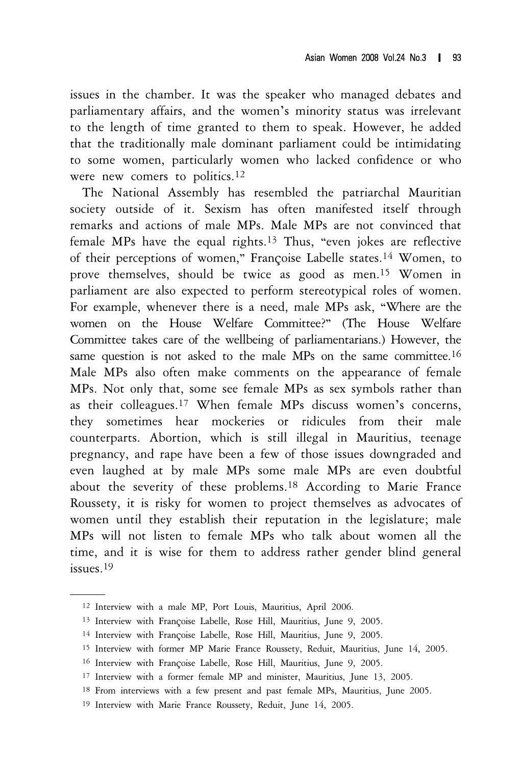issues in the chamber. It was the speaker who managed debates and parliamentary affairs, and the women's minority status was irrelevant to the length of time granted to them to speak. However, he added that the traditionally male dominant parliament could be intimidating to some women, particularly women who lacked confidence or who were new comers to politics.[12]

The National Assembly has resembled the patriarchal Mauritian society outside of it. Sexism has often manifested itself through remarks and actions of male MPs. Male MPs are not convinced that female MPs have the equal rights.[13] Thus, "even jokes are reflective of their perceptions of women," Françoise Labelle states.[14] Women, to prove themselves, should be twice as good as men.[15] Women in parliament are also expected to perform stereotypical roles of women. For example, whenever there is a need, male MPs ask, "Where are the women on the House Welfare Committee?" (The House Welfare Committee takes care of the wellbeing of parliamentarians.) However, the same question is not asked to the male MPs on the same committee.[16] Male MPs also often make comments on the appearance of female MPs. Not only that, some see female MPs as sex symbols rather than as their colleagues.[17] When female MPs discuss women's concerns, they sometimes hear mockeries or ridicules from their male counterparts. Abortion, which is still illegal in Mauritius, teenage pregnancy, and rape have been a few of those issues downgraded and even laughed at by male MPs some male MPs are even doubtful about the severity of these problems.[18] According to Marie France Roussety, it is risky for women to project themselves as advocates of women until they establish their reputation in the legislature; male MPs will not listen to female MPs who talk about women all the time, and it is wise for them to address rather gender blind general issues.[19]

---

[12] Interview with a male MP, Port Louis, Mauritius, April 2006.

[13] Interview with Françoise Labelle, Rose Hill, Mauritius, June 9, 2005.

[14] Interview with Françoise Labelle, Rose Hill, Mauritius, June 9, 2005.

[15] Interview with former MP Marie France Roussety, Reduit, Mauritius, June 14, 2005.

[16] Interview with Françoise Labelle, Rose Hill, Mauritius, June 9, 2005.

[17] Interview with a former female MP and minister, Mauritius, June 13, 2005.

[18] From interviews with a few present and past female MPs, Mauritius, June 2005.

[19] Interview with Marie France Roussety, Reduit, June 14, 2005.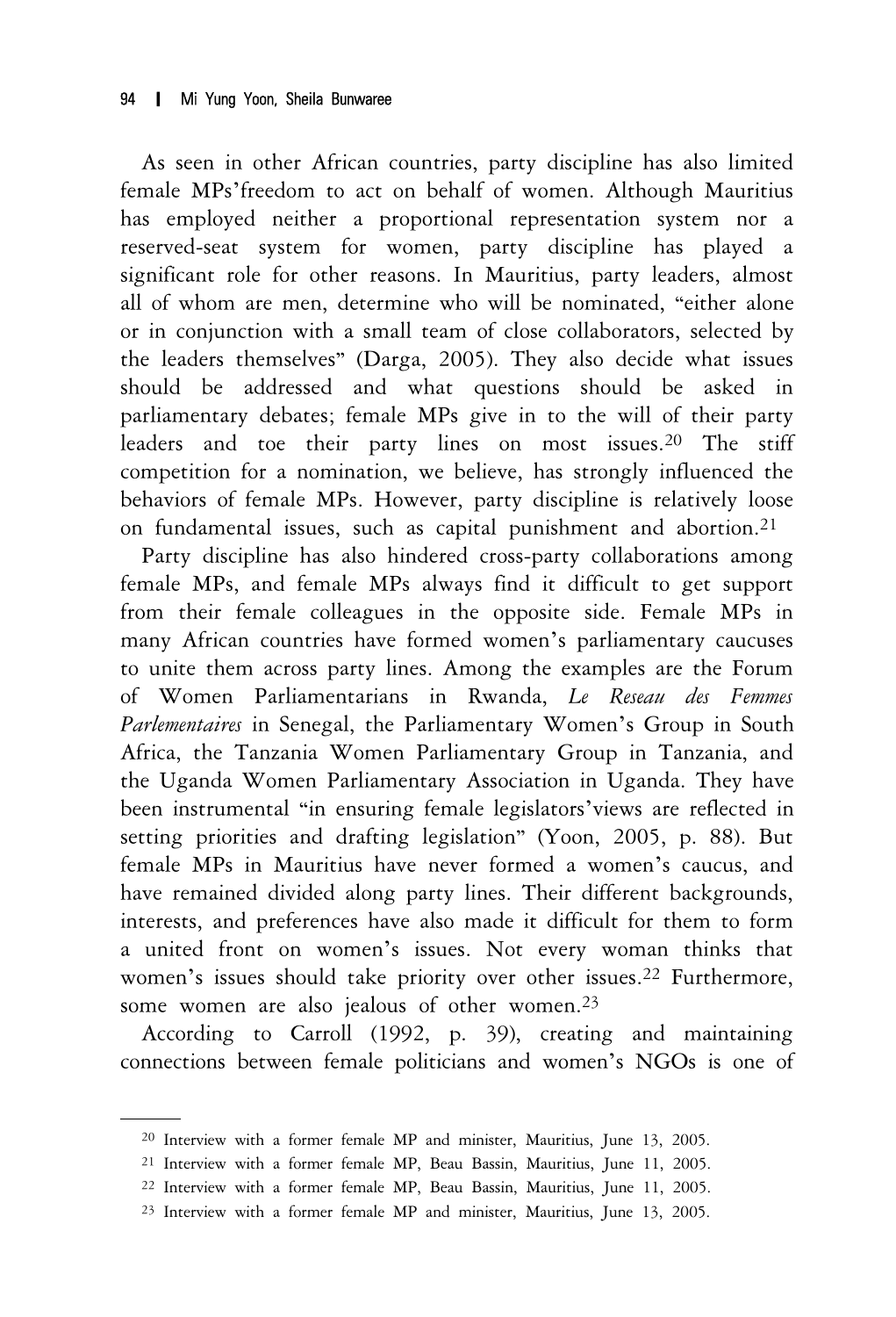As seen in other African countries, party discipline has also limited female MPs'freedom to act on behalf of women. Although Mauritius has employed neither a proportional representation system nor a reserved-seat system for women, party discipline has played a significant role for other reasons. In Mauritius, party leaders, almost all of whom are men, determine who will be nominated, "either alone or in conjunction with a small team of close collaborators, selected by the leaders themselves" (Darga, 2005). They also decide what issues should be addressed and what questions should be asked in parliamentary debates; female MPs give in to the will of their party leaders and toe their party lines on most issues.[20] The stiff competition for a nomination, we believe, has strongly influenced the behaviors of female MPs. However, party discipline is relatively loose on fundamental issues, such as capital punishment and abortion.[21]

Party discipline has also hindered cross-party collaborations among female MPs, and female MPs always find it difficult to get support from their female colleagues in the opposite side. Female MPs in many African countries have formed women's parliamentary caucuses to unite them across party lines. Among the examples are the Forum of Women Parliamentarians in Rwanda, *Le Reseau des Femmes Parlementaires* in Senegal, the Parliamentary Women's Group in South Africa, the Tanzania Women Parliamentary Group in Tanzania, and the Uganda Women Parliamentary Association in Uganda. They have been instrumental "in ensuring female legislators'views are reflected in setting priorities and drafting legislation" (Yoon, 2005, p. 88). But female MPs in Mauritius have never formed a women's caucus, and have remained divided along party lines. Their different backgrounds, interests, and preferences have also made it difficult for them to form a united front on women's issues. Not every woman thinks that women's issues should take priority over other issues.[22] Furthermore, some women are also jealous of other women.[23]

According to Carroll (1992, p. 39), creating and maintaining connections between female politicians and women's NGOs is one of

---

[20] Interview with a former female MP and minister, Mauritius, June 13, 2005.

[21] Interview with a former female MP, Beau Bassin, Mauritius, June 11, 2005.

[22] Interview with a former female MP, Beau Bassin, Mauritius, June 11, 2005.

[23] Interview with a former female MP and minister, Mauritius, June 13, 2005.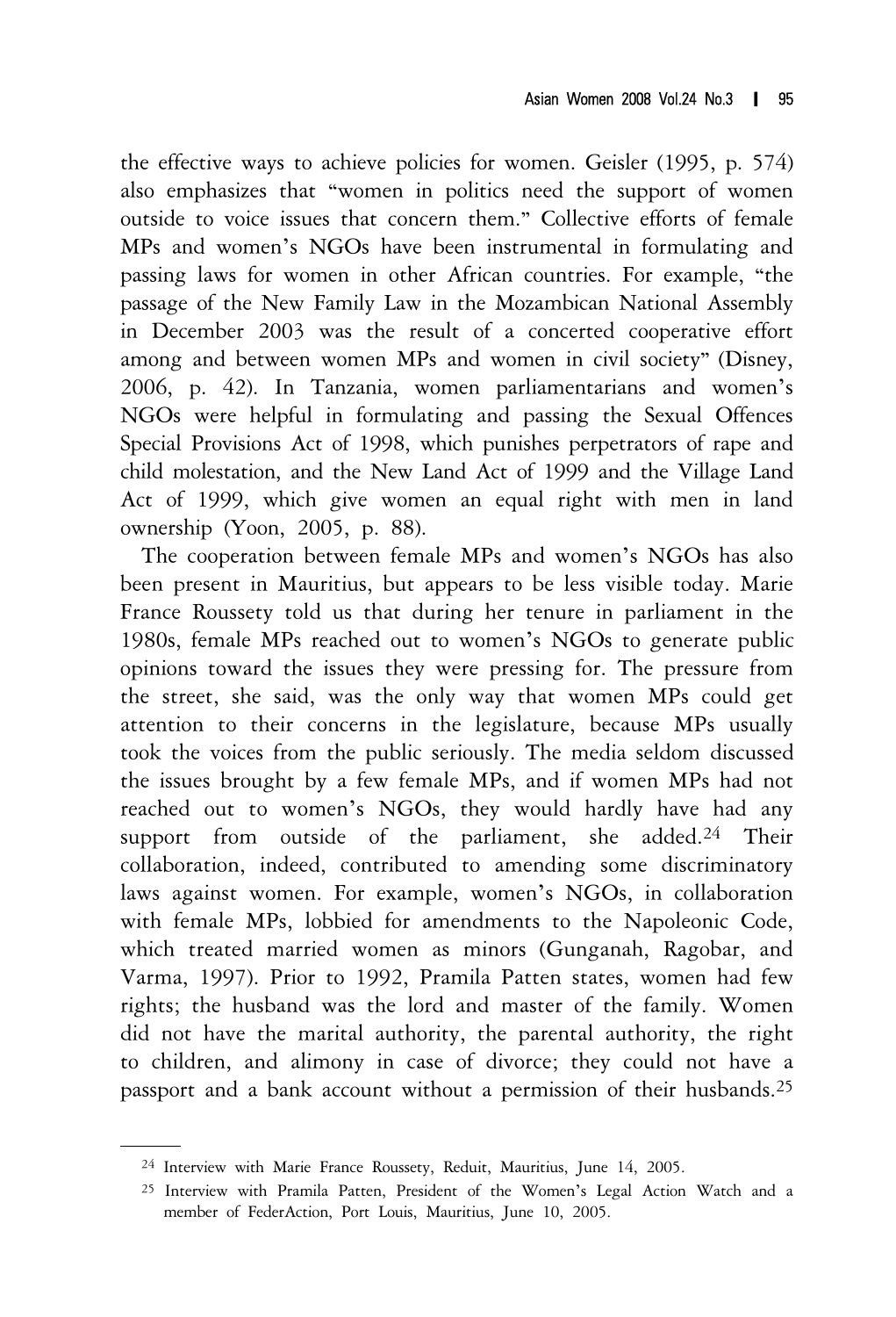the effective ways to achieve policies for women. Geisler (1995, p. 574) also emphasizes that "women in politics need the support of women outside to voice issues that concern them." Collective efforts of female MPs and women's NGOs have been instrumental in formulating and passing laws for women in other African countries. For example, "the passage of the New Family Law in the Mozambican National Assembly in December 2003 was the result of a concerted cooperative effort among and between women MPs and women in civil society" (Disney, 2006, p. 42). In Tanzania, women parliamentarians and women's NGOs were helpful in formulating and passing the Sexual Offences Special Provisions Act of 1998, which punishes perpetrators of rape and child molestation, and the New Land Act of 1999 and the Village Land Act of 1999, which give women an equal right with men in land ownership (Yoon, 2005, p. 88).

The cooperation between female MPs and women's NGOs has also been present in Mauritius, but appears to be less visible today. Marie France Roussety told us that during her tenure in parliament in the 1980s, female MPs reached out to women's NGOs to generate public opinions toward the issues they were pressing for. The pressure from the street, she said, was the only way that women MPs could get attention to their concerns in the legislature, because MPs usually took the voices from the public seriously. The media seldom discussed the issues brought by a few female MPs, and if women MPs had not reached out to women's NGOs, they would hardly have had any support from outside of the parliament, she added.[24] Their collaboration, indeed, contributed to amending some discriminatory laws against women. For example, women's NGOs, in collaboration with female MPs, lobbied for amendments to the Napoleonic Code, which treated married women as minors (Gunganah, Ragobar, and Varma, 1997). Prior to 1992, Pramila Patten states, women had few rights; the husband was the lord and master of the family. Women did not have the marital authority, the parental authority, the right to children, and alimony in case of divorce; they could not have a passport and a bank account without a permission of their husbands.[25]

---

[24] Interview with Marie France Roussety, Reduit, Mauritius, June 14, 2005.

[25] Interview with Pramila Patten, President of the Women's Legal Action Watch and a member of FederAction, Port Louis, Mauritius, June 10, 2005.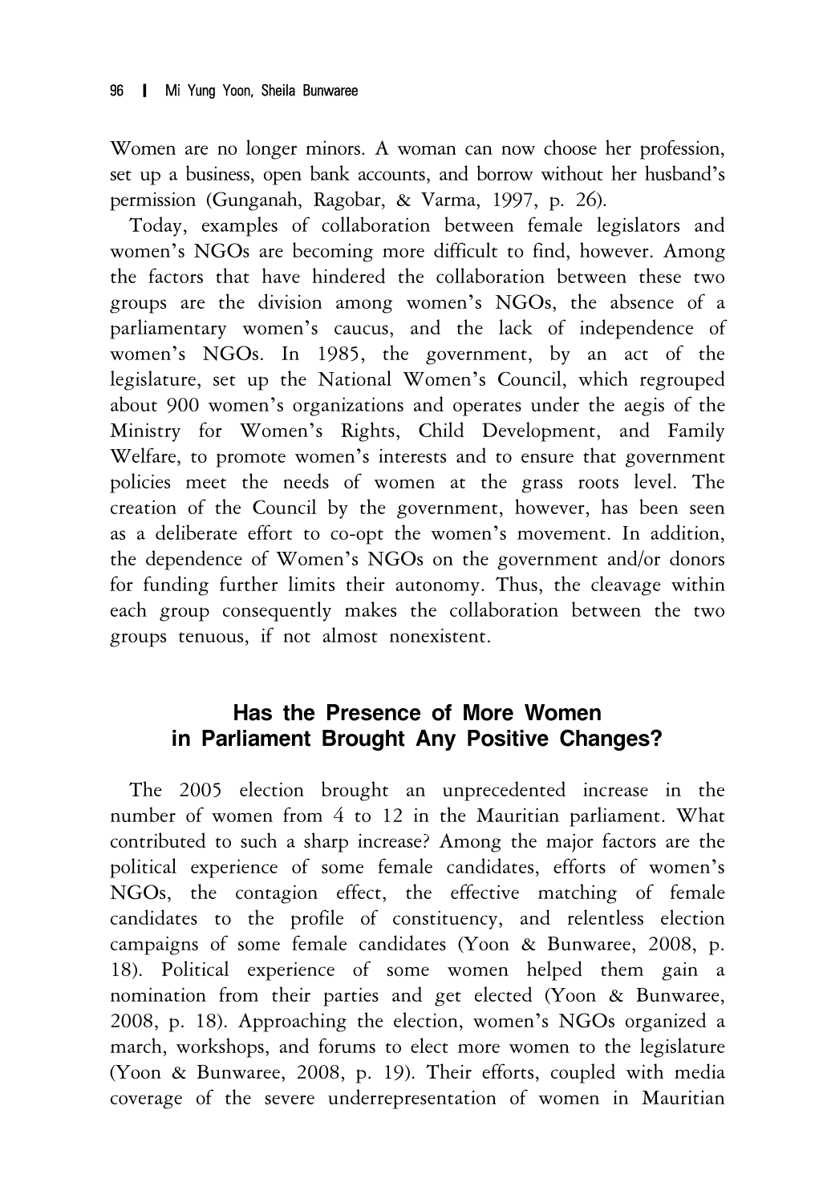Women are no longer minors. A woman can now choose her profession, set up a business, open bank accounts, and borrow without her husband's permission (Gunganah, Ragobar, & Varma, 1997, p. 26).

Today, examples of collaboration between female legislators and women's NGOs are becoming more difficult to find, however. Among the factors that have hindered the collaboration between these two groups are the division among women's NGOs, the absence of a parliamentary women's caucus, and the lack of independence of women's NGOs. In 1985, the government, by an act of the legislature, set up the National Women's Council, which regrouped about 900 women's organizations and operates under the aegis of the Ministry for Women's Rights, Child Development, and Family Welfare, to promote women's interests and to ensure that government policies meet the needs of women at the grass roots level. The creation of the Council by the government, however, has been seen as a deliberate effort to co-opt the women's movement. In addition, the dependence of Women's NGOs on the government and/or donors for funding further limits their autonomy. Thus, the cleavage within each group consequently makes the collaboration between the two groups tenuous, if not almost nonexistent.

## Has the Presence of More Women in Parliament Brought Any Positive Changes?

The 2005 election brought an unprecedented increase in the number of women from 4 to 12 in the Mauritian parliament. What contributed to such a sharp increase? Among the major factors are the political experience of some female candidates, efforts of women's NGOs, the contagion effect, the effective matching of female candidates to the profile of constituency, and relentless election campaigns of some female candidates (Yoon & Bunwaree, 2008, p. 18). Political experience of some women helped them gain a nomination from their parties and get elected (Yoon & Bunwaree, 2008, p. 18). Approaching the election, women's NGOs organized a march, workshops, and forums to elect more women to the legislature (Yoon & Bunwaree, 2008, p. 19). Their efforts, coupled with media coverage of the severe underrepresentation of women in Mauritian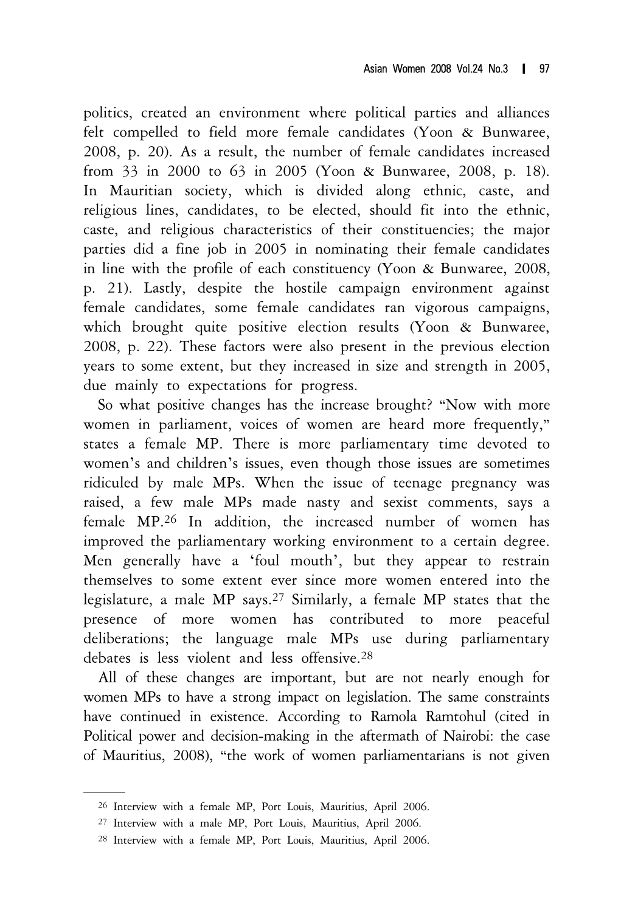politics, created an environment where political parties and alliances felt compelled to field more female candidates (Yoon & Bunwaree, 2008, p. 20). As a result, the number of female candidates increased from 33 in 2000 to 63 in 2005 (Yoon & Bunwaree, 2008, p. 18). In Mauritian society, which is divided along ethnic, caste, and religious lines, candidates, to be elected, should fit into the ethnic, caste, and religious characteristics of their constituencies; the major parties did a fine job in 2005 in nominating their female candidates in line with the profile of each constituency (Yoon & Bunwaree, 2008, p. 21). Lastly, despite the hostile campaign environment against female candidates, some female candidates ran vigorous campaigns, which brought quite positive election results (Yoon & Bunwaree, 2008, p. 22). These factors were also present in the previous election years to some extent, but they increased in size and strength in 2005, due mainly to expectations for progress.

So what positive changes has the increase brought? "Now with more women in parliament, voices of women are heard more frequently," states a female MP. There is more parliamentary time devoted to women's and children's issues, even though those issues are sometimes ridiculed by male MPs. When the issue of teenage pregnancy was raised, a few male MPs made nasty and sexist comments, says a female MP.[26] In addition, the increased number of women has improved the parliamentary working environment to a certain degree. Men generally have a 'foul mouth', but they appear to restrain themselves to some extent ever since more women entered into the legislature, a male MP says.[27] Similarly, a female MP states that the presence of more women has contributed to more peaceful deliberations; the language male MPs use during parliamentary debates is less violent and less offensive.[28]

All of these changes are important, but are not nearly enough for women MPs to have a strong impact on legislation. The same constraints have continued in existence. According to Ramola Ramtohul (cited in Political power and decision-making in the aftermath of Nairobi: the case of Mauritius, 2008), "the work of women parliamentarians is not given

---

[26] Interview with a female MP, Port Louis, Mauritius, April 2006.

[27] Interview with a male MP, Port Louis, Mauritius, April 2006.

[28] Interview with a female MP, Port Louis, Mauritius, April 2006.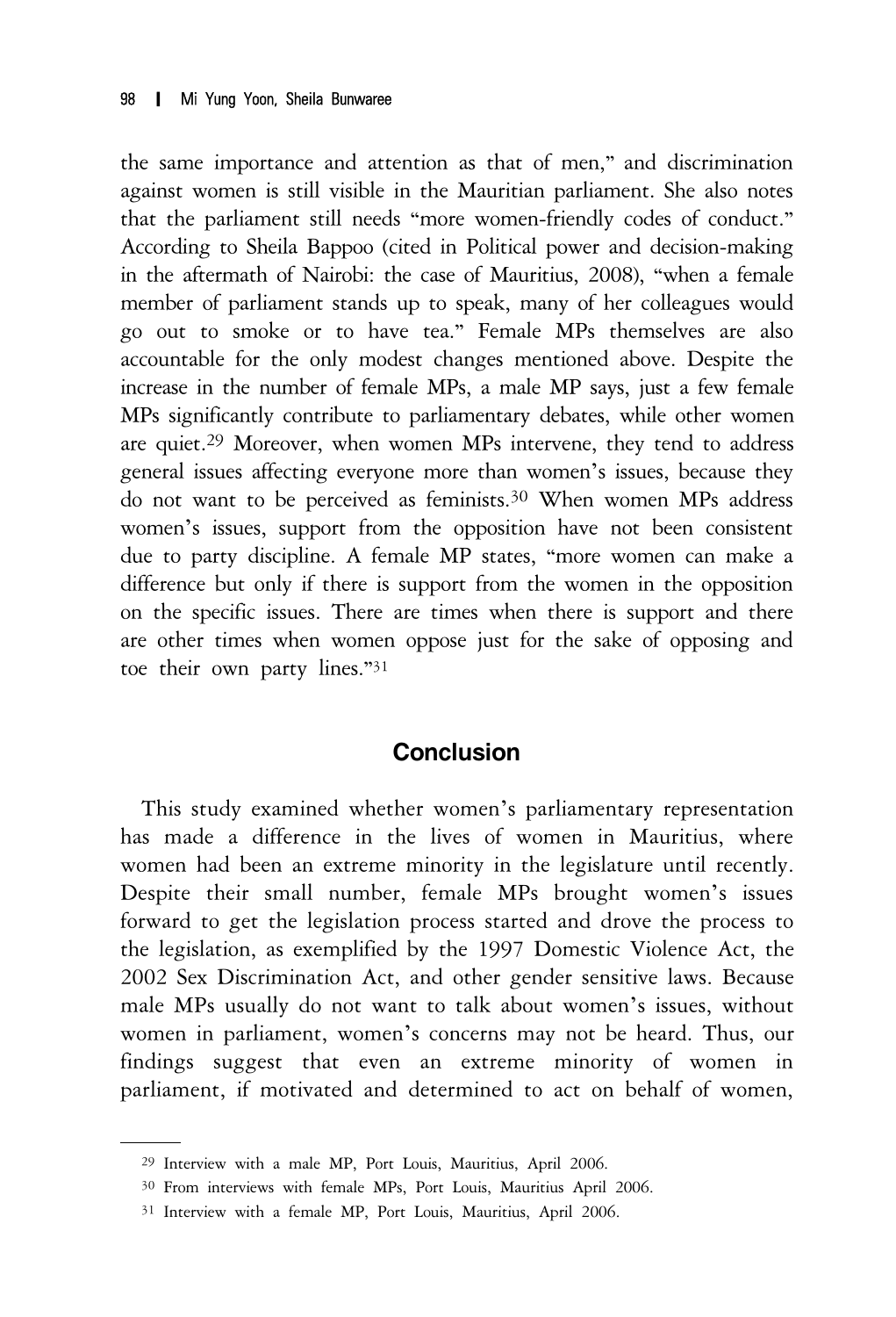the same importance and attention as that of men," and discrimination against women is still visible in the Mauritian parliament. She also notes that the parliament still needs "more women-friendly codes of conduct." According to Sheila Bappoo (cited in Political power and decision-making in the aftermath of Nairobi: the case of Mauritius, 2008), "when a female member of parliament stands up to speak, many of her colleagues would go out to smoke or to have tea." Female MPs themselves are also accountable for the only modest changes mentioned above. Despite the increase in the number of female MPs, a male MP says, just a few female MPs significantly contribute to parliamentary debates, while other women are quiet.[29] Moreover, when women MPs intervene, they tend to address general issues affecting everyone more than women's issues, because they do not want to be perceived as feminists.[30] When women MPs address women's issues, support from the opposition have not been consistent due to party discipline. A female MP states, "more women can make a difference but only if there is support from the women in the opposition on the specific issues. There are times when there is support and there are other times when women oppose just for the sake of opposing and toe their own party lines."[31]

## Conclusion

This study examined whether women's parliamentary representation has made a difference in the lives of women in Mauritius, where women had been an extreme minority in the legislature until recently. Despite their small number, female MPs brought women's issues forward to get the legislation process started and drove the process to the legislation, as exemplified by the 1997 Domestic Violence Act, the 2002 Sex Discrimination Act, and other gender sensitive laws. Because male MPs usually do not want to talk about women's issues, without women in parliament, women's concerns may not be heard. Thus, our findings suggest that even an extreme minority of women in parliament, if motivated and determined to act on behalf of women,

---

[29] Interview with a male MP, Port Louis, Mauritius, April 2006.

[30] From interviews with female MPs, Port Louis, Mauritius April 2006.

[31] Interview with a female MP, Port Louis, Mauritius, April 2006.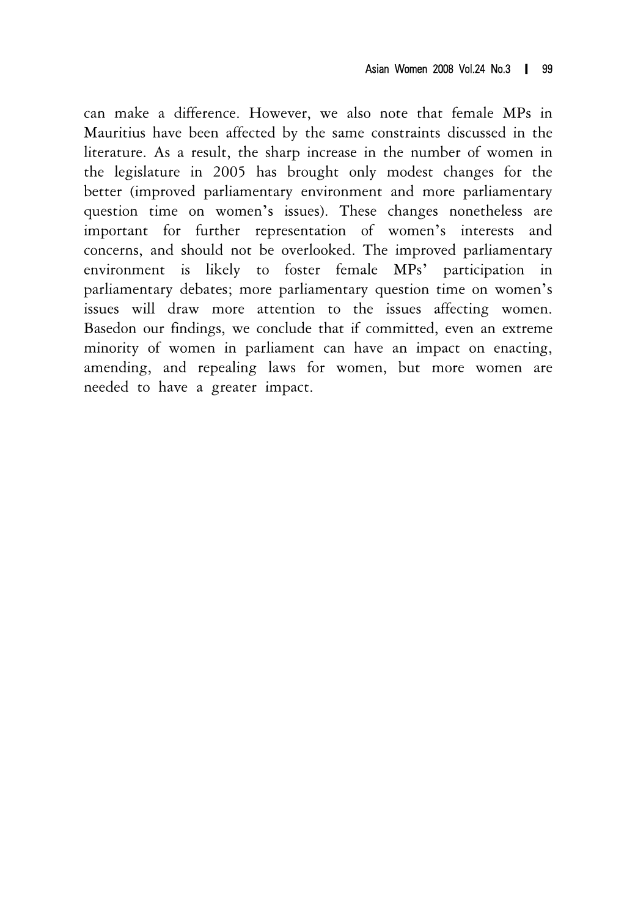can make a difference. However, we also note that female MPs in Mauritius have been affected by the same constraints discussed in the literature. As a result, the sharp increase in the number of women in the legislature in 2005 has brought only modest changes for the better (improved parliamentary environment and more parliamentary question time on women's issues). These changes nonetheless are important for further representation of women's interests and concerns, and should not be overlooked. The improved parliamentary environment is likely to foster female MPs' participation in parliamentary debates; more parliamentary question time on women's issues will draw more attention to the issues affecting women. Basedon our findings, we conclude that if committed, even an extreme minority of women in parliament can have an impact on enacting, amending, and repealing laws for women, but more women are needed to have a greater impact.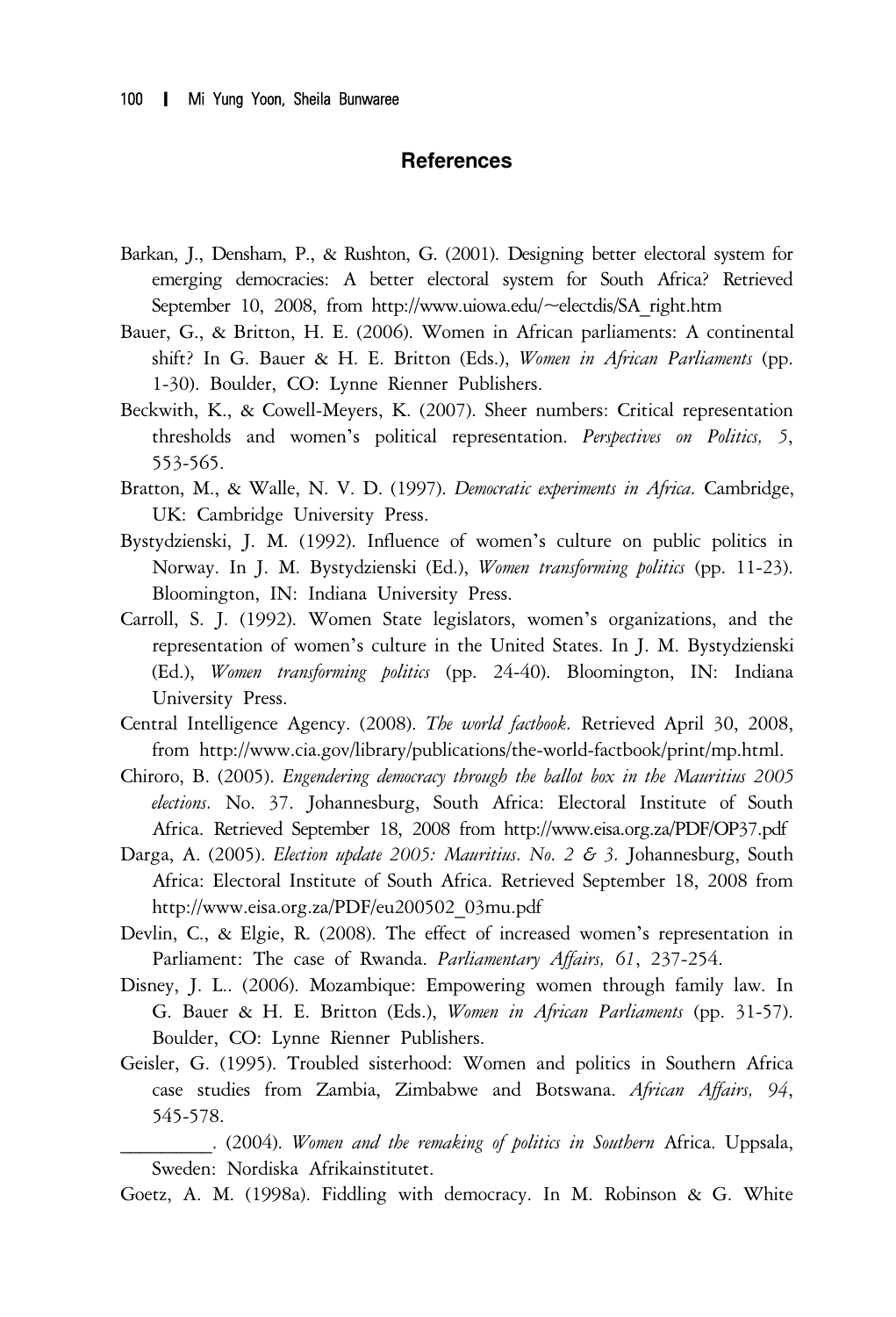## References

Barkan, J., Densham, P., & Rushton, G. (2001). Designing better electoral system for emerging democracies: A better electoral system for South Africa? Retrieved September 10, 2008, from http://www.uiowa.edu/~electdis/SA_right.htm

Bauer, G., & Britton, H. E. (2006). Women in African parliaments: A continental shift? In G. Bauer & H. E. Britton (Eds.), *Women in African Parliaments* (pp. 1-30). Boulder, CO: Lynne Rienner Publishers.

Beckwith, K., & Cowell-Meyers, K. (2007). Sheer numbers: Critical representation thresholds and women's political representation. *Perspectives on Politics, 5*, 553-565.

Bratton, M., & Walle, N. V. D. (1997). *Democratic experiments in Africa.* Cambridge, UK: Cambridge University Press.

Bystydzienski, J. M. (1992). Influence of women's culture on public politics in Norway. In J. M. Bystydzienski (Ed.), *Women transforming politics* (pp. 11-23). Bloomington, IN: Indiana University Press.

Carroll, S. J. (1992). Women State legislators, women's organizations, and the representation of women's culture in the United States. In J. M. Bystydzienski (Ed.), *Women transforming politics* (pp. 24-40). Bloomington, IN: Indiana University Press.

Central Intelligence Agency. (2008). *The world factbook.* Retrieved April 30, 2008, from http://www.cia.gov/library/publications/the-world-factbook/print/mp.html.

Chiroro, B. (2005). *Engendering democracy through the ballot box in the Mauritius 2005 elections.* No. 37. Johannesburg, South Africa: Electoral Institute of South Africa. Retrieved September 18, 2008 from http://www.eisa.org.za/PDF/OP37.pdf

Darga, A. (2005). *Election update 2005: Mauritius. No. 2 & 3.* Johannesburg, South Africa: Electoral Institute of South Africa. Retrieved September 18, 2008 from http://www.eisa.org.za/PDF/eu200502_03mu.pdf

Devlin, C., & Elgie, R. (2008). The effect of increased women's representation in Parliament: The case of Rwanda. *Parliamentary Affairs, 61*, 237-254.

Disney, J. L.. (2006). Mozambique: Empowering women through family law. In G. Bauer & H. E. Britton (Eds.), *Women in African Parliaments* (pp. 31-57). Boulder, CO: Lynne Rienner Publishers.

Geisler, G. (1995). Troubled sisterhood: Women and politics in Southern Africa case studies from Zambia, Zimbabwe and Botswana. *African Affairs, 94*, 545-578.

_________. (2004). *Women and the remaking of politics in Southern* Africa. Uppsala, Sweden: Nordiska Afrikainstitutet.

Goetz, A. M. (1998a). Fiddling with democracy. In M. Robinson & G. White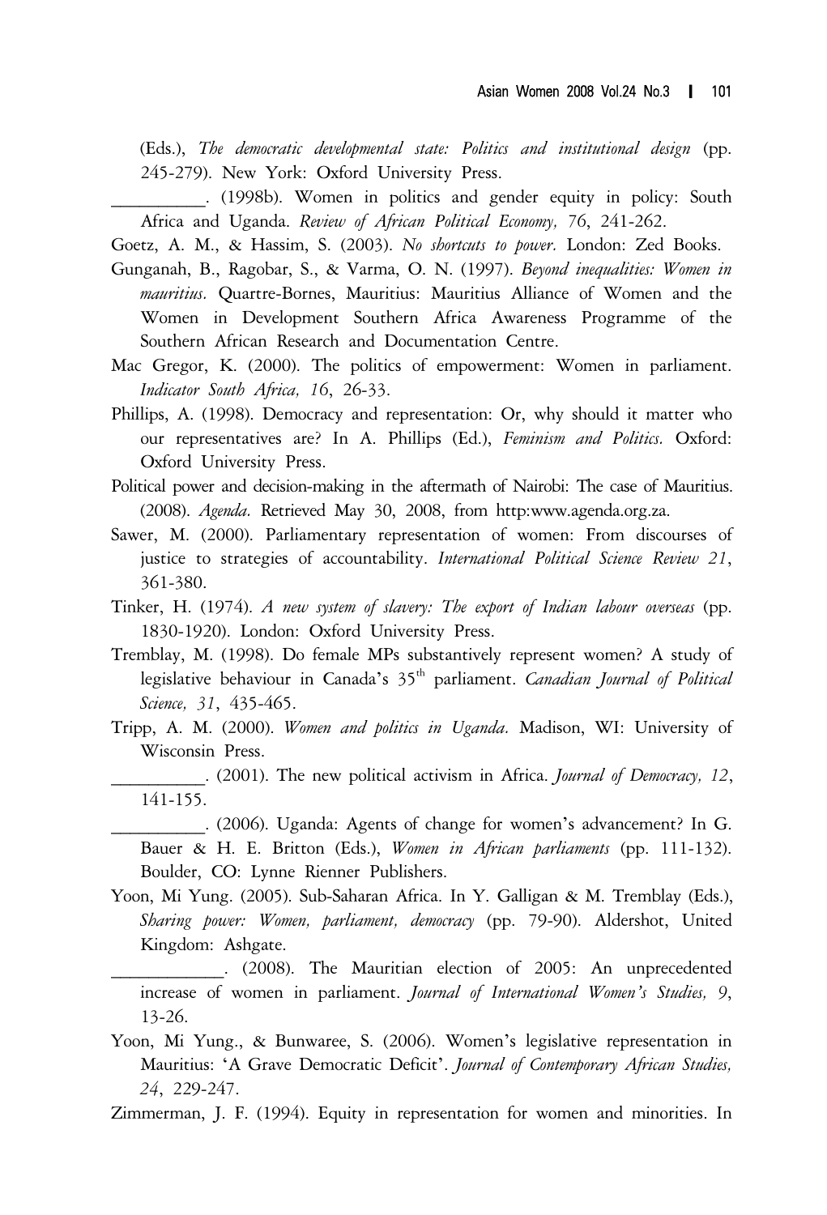(Eds.), *The democratic developmental state: Politics and institutional design* (pp. 245-279). New York: Oxford University Press.

__________. (1998b). Women in politics and gender equity in policy: South Africa and Uganda. *Review of African Political Economy, 76*, 241-262.

Goetz, A. M., & Hassim, S. (2003). *No shortcuts to power.* London: Zed Books.

Gunganah, B., Ragobar, S., & Varma, O. N. (1997). *Beyond inequalities: Women in mauritius.* Quartre-Bornes, Mauritius: Mauritius Alliance of Women and the Women in Development Southern Africa Awareness Programme of the Southern African Research and Documentation Centre.

Mac Gregor, K. (2000). The politics of empowerment: Women in parliament. *Indicator South Africa, 16*, 26-33.

Phillips, A. (1998). Democracy and representation: Or, why should it matter who our representatives are? In A. Phillips (Ed.), *Feminism and Politics.* Oxford: Oxford University Press.

Political power and decision-making in the aftermath of Nairobi: The case of Mauritius. (2008). *Agenda.* Retrieved May 30, 2008, from http:www.agenda.org.za.

Sawer, M. (2000). Parliamentary representation of women: From discourses of justice to strategies of accountability. *International Political Science Review 21*, 361-380.

Tinker, H. (1974). *A new system of slavery: The export of Indian labour overseas* (pp. 1830-1920). London: Oxford University Press.

Tremblay, M. (1998). Do female MPs substantively represent women? A study of legislative behaviour in Canada's 35th parliament. *Canadian Journal of Political Science, 31*, 435-465.

Tripp, A. M. (2000). *Women and politics in Uganda.* Madison, WI: University of Wisconsin Press.

__________. (2001). The new political activism in Africa. *Journal of Democracy, 12*, 141-155.

__________. (2006). Uganda: Agents of change for women's advancement? In G. Bauer & H. E. Britton (Eds.), *Women in African parliaments* (pp. 111-132). Boulder, CO: Lynne Rienner Publishers.

Yoon, Mi Yung. (2005). Sub-Saharan Africa. In Y. Galligan & M. Tremblay (Eds.), *Sharing power: Women, parliament, democracy* (pp. 79-90). Aldershot, United Kingdom: Ashgate.

____________. (2008). The Mauritian election of 2005: An unprecedented increase of women in parliament. *Journal of International Women's Studies, 9*, 13-26.

Yoon, Mi Yung., & Bunwaree, S. (2006). Women's legislative representation in Mauritius: 'A Grave Democratic Deficit'. *Journal of Contemporary African Studies, 24*, 229-247.

Zimmerman, J. F. (1994). Equity in representation for women and minorities. In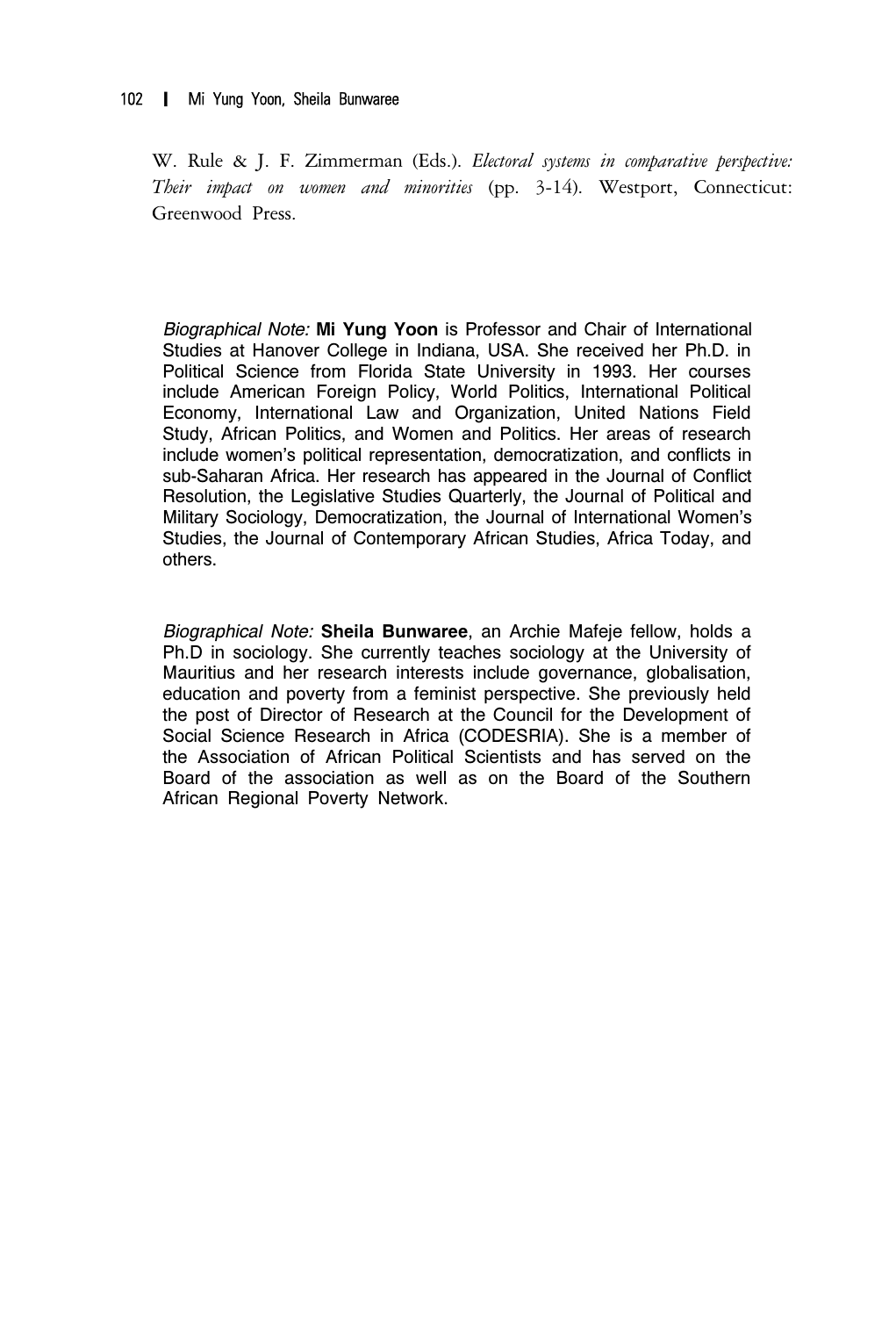W. Rule & J. F. Zimmerman (Eds.). *Electoral systems in comparative perspective: Their impact on women and minorities* (pp. 3-14). Westport, Connecticut: Greenwood Press.

*Biographical Note:* **Mi Yung Yoon** is Professor and Chair of International Studies at Hanover College in Indiana, USA. She received her Ph.D. in Political Science from Florida State University in 1993. Her courses include American Foreign Policy, World Politics, International Political Economy, International Law and Organization, United Nations Field Study, African Politics, and Women and Politics. Her areas of research include women's political representation, democratization, and conflicts in sub-Saharan Africa. Her research has appeared in the Journal of Conflict Resolution, the Legislative Studies Quarterly, the Journal of Political and Military Sociology, Democratization, the Journal of International Women's Studies, the Journal of Contemporary African Studies, Africa Today, and others.

*Biographical Note:* **Sheila Bunwaree**, an Archie Mafeje fellow, holds a Ph.D in sociology. She currently teaches sociology at the University of Mauritius and her research interests include governance, globalisation, education and poverty from a feminist perspective. She previously held the post of Director of Research at the Council for the Development of Social Science Research in Africa (CODESRIA). She is a member of the Association of African Political Scientists and has served on the Board of the association as well as on the Board of the Southern African Regional Poverty Network.